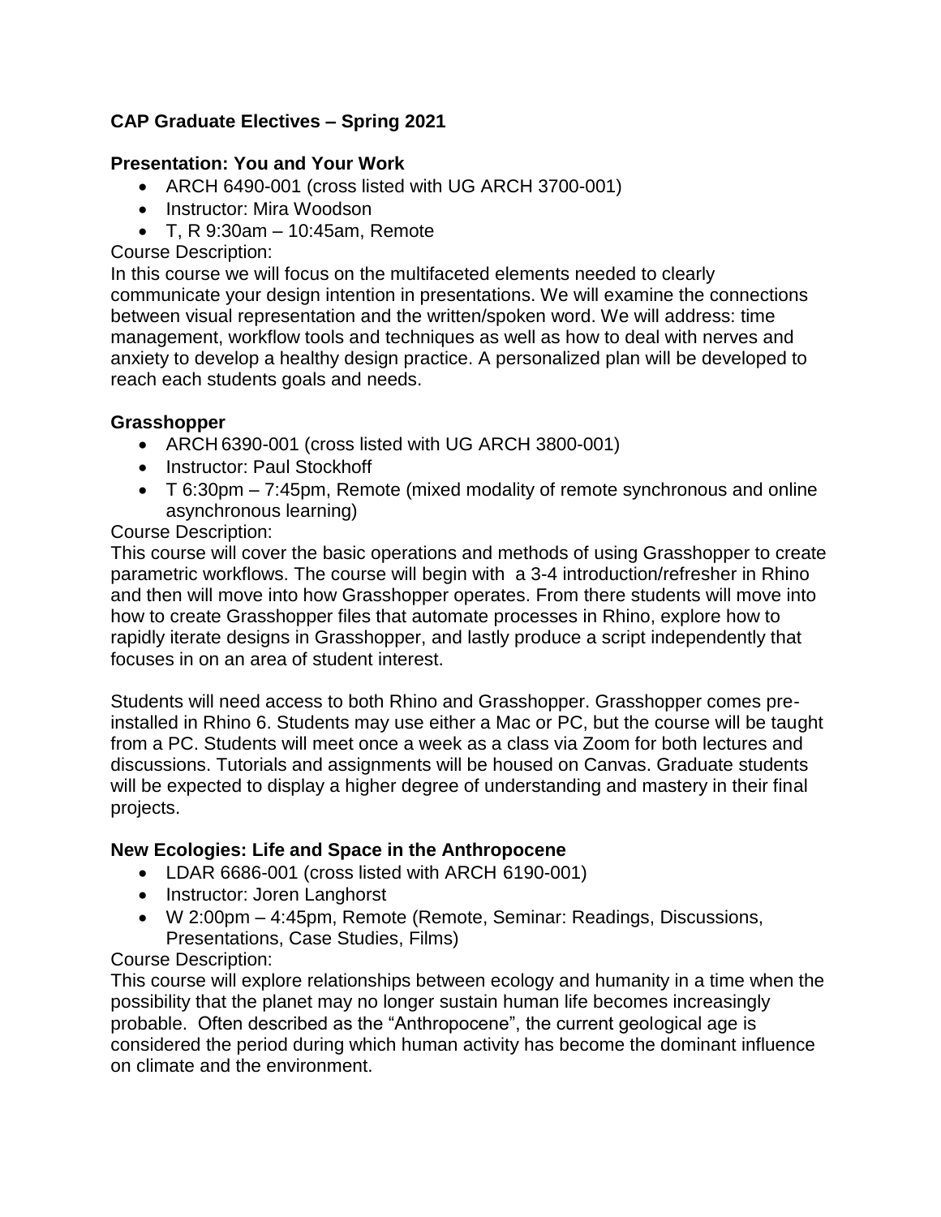# CAP Graduate Electives – Spring 2021

## Presentation: You and Your Work

- ARCH 6490-001 (cross listed with UG ARCH 3700-001)
- Instructor: Mira Woodson
- T, R 9:30am – 10:45am, Remote

Course Description:
In this course we will focus on the multifaceted elements needed to clearly communicate your design intention in presentations. We will examine the connections between visual representation and the written/spoken word. We will address: time management, workflow tools and techniques as well as how to deal with nerves and anxiety to develop a healthy design practice. A personalized plan will be developed to reach each students goals and needs.

## Grasshopper

- ARCH 6390-001 (cross listed with UG ARCH 3800-001)
- Instructor: Paul Stockhoff
- T 6:30pm – 7:45pm, Remote (mixed modality of remote synchronous and online asynchronous learning)

Course Description:
This course will cover the basic operations and methods of using Grasshopper to create parametric workflows. The course will begin with a 3-4 introduction/refresher in Rhino and then will move into how Grasshopper operates. From there students will move into how to create Grasshopper files that automate processes in Rhino, explore how to rapidly iterate designs in Grasshopper, and lastly produce a script independently that focuses in on an area of student interest.

Students will need access to both Rhino and Grasshopper. Grasshopper comes pre-installed in Rhino 6. Students may use either a Mac or PC, but the course will be taught from a PC. Students will meet once a week as a class via Zoom for both lectures and discussions. Tutorials and assignments will be housed on Canvas. Graduate students will be expected to display a higher degree of understanding and mastery in their final projects.

## New Ecologies: Life and Space in the Anthropocene

- LDAR 6686-001 (cross listed with ARCH 6190-001)
- Instructor: Joren Langhorst
- W 2:00pm – 4:45pm, Remote (Remote, Seminar: Readings, Discussions, Presentations, Case Studies, Films)

Course Description:
This course will explore relationships between ecology and humanity in a time when the possibility that the planet may no longer sustain human life becomes increasingly probable. Often described as the "Anthropocene", the current geological age is considered the period during which human activity has become the dominant influence on climate and the environment.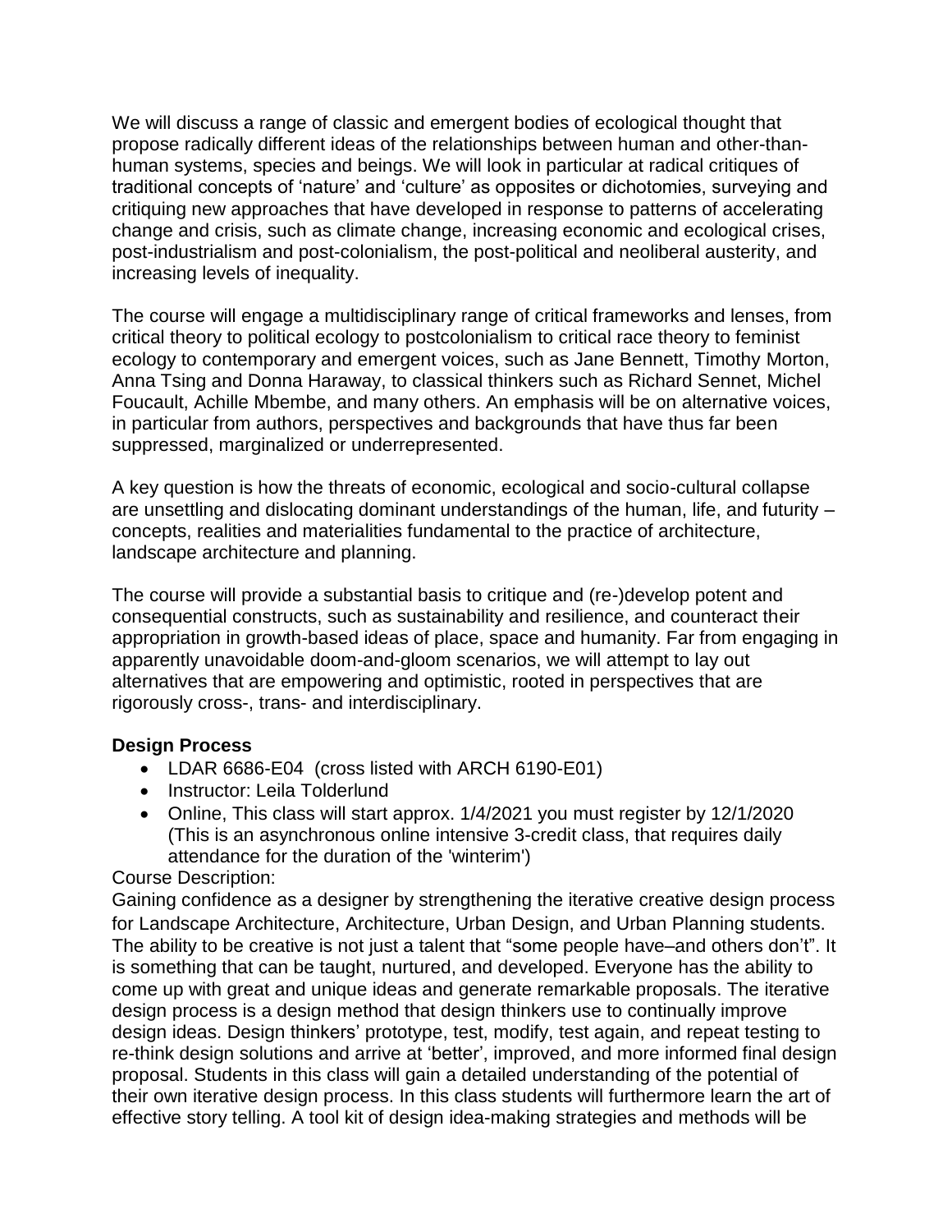We will discuss a range of classic and emergent bodies of ecological thought that propose radically different ideas of the relationships between human and other-than-human systems, species and beings. We will look in particular at radical critiques of traditional concepts of 'nature' and 'culture' as opposites or dichotomies, surveying and critiquing new approaches that have developed in response to patterns of accelerating change and crisis, such as climate change, increasing economic and ecological crises, post-industrialism and post-colonialism, the post-political and neoliberal austerity, and increasing levels of inequality.

The course will engage a multidisciplinary range of critical frameworks and lenses, from critical theory to political ecology to postcolonialism to critical race theory to feminist ecology to contemporary and emergent voices, such as Jane Bennett, Timothy Morton, Anna Tsing and Donna Haraway, to classical thinkers such as Richard Sennet, Michel Foucault, Achille Mbembe, and many others. An emphasis will be on alternative voices, in particular from authors, perspectives and backgrounds that have thus far been suppressed, marginalized or underrepresented.

A key question is how the threats of economic, ecological and socio-cultural collapse are unsettling and dislocating dominant understandings of the human, life, and futurity – concepts, realities and materialities fundamental to the practice of architecture, landscape architecture and planning.

The course will provide a substantial basis to critique and (re-)develop potent and consequential constructs, such as sustainability and resilience, and counteract their appropriation in growth-based ideas of place, space and humanity. Far from engaging in apparently unavoidable doom-and-gloom scenarios, we will attempt to lay out alternatives that are empowering and optimistic, rooted in perspectives that are rigorously cross-, trans- and interdisciplinary.

**Design Process**

- LDAR 6686-E04 (cross listed with ARCH 6190-E01)
- Instructor: Leila Tolderlund
- Online, This class will start approx. 1/4/2021 you must register by 12/1/2020 (This is an asynchronous online intensive 3-credit class, that requires daily attendance for the duration of the 'winterim')

Course Description:

Gaining confidence as a designer by strengthening the iterative creative design process for Landscape Architecture, Architecture, Urban Design, and Urban Planning students. The ability to be creative is not just a talent that "some people have–and others don't". It is something that can be taught, nurtured, and developed. Everyone has the ability to come up with great and unique ideas and generate remarkable proposals. The iterative design process is a design method that design thinkers use to continually improve design ideas. Design thinkers' prototype, test, modify, test again, and repeat testing to re-think design solutions and arrive at 'better', improved, and more informed final design proposal. Students in this class will gain a detailed understanding of the potential of their own iterative design process. In this class students will furthermore learn the art of effective story telling. A tool kit of design idea-making strategies and methods will be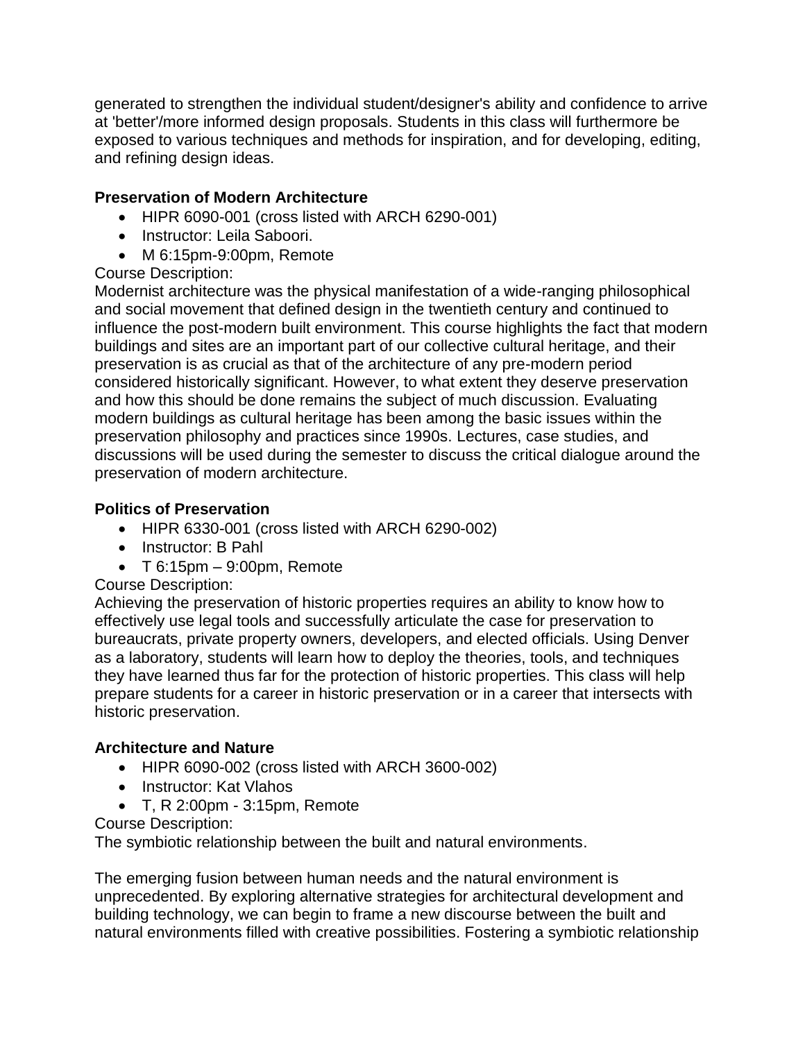generated to strengthen the individual student/designer's ability and confidence to arrive at 'better'/more informed design proposals. Students in this class will furthermore be exposed to various techniques and methods for inspiration, and for developing, editing, and refining design ideas.

**Preservation of Modern Architecture**

- HIPR 6090-001 (cross listed with ARCH 6290-001)
- Instructor: Leila Saboori.
- M 6:15pm-9:00pm, Remote

Course Description:
Modernist architecture was the physical manifestation of a wide-ranging philosophical and social movement that defined design in the twentieth century and continued to influence the post-modern built environment. This course highlights the fact that modern buildings and sites are an important part of our collective cultural heritage, and their preservation is as crucial as that of the architecture of any pre-modern period considered historically significant. However, to what extent they deserve preservation and how this should be done remains the subject of much discussion. Evaluating modern buildings as cultural heritage has been among the basic issues within the preservation philosophy and practices since 1990s. Lectures, case studies, and discussions will be used during the semester to discuss the critical dialogue around the preservation of modern architecture.

**Politics of Preservation**

- HIPR 6330-001 (cross listed with ARCH 6290-002)
- Instructor: B Pahl
- T 6:15pm – 9:00pm, Remote

Course Description:
Achieving the preservation of historic properties requires an ability to know how to effectively use legal tools and successfully articulate the case for preservation to bureaucrats, private property owners, developers, and elected officials. Using Denver as a laboratory, students will learn how to deploy the theories, tools, and techniques they have learned thus far for the protection of historic properties. This class will help prepare students for a career in historic preservation or in a career that intersects with historic preservation.

**Architecture and Nature**

- HIPR 6090-002 (cross listed with ARCH 3600-002)
- Instructor: Kat Vlahos
- T, R 2:00pm - 3:15pm, Remote

Course Description:
The symbiotic relationship between the built and natural environments.

The emerging fusion between human needs and the natural environment is unprecedented. By exploring alternative strategies for architectural development and building technology, we can begin to frame a new discourse between the built and natural environments filled with creative possibilities. Fostering a symbiotic relationship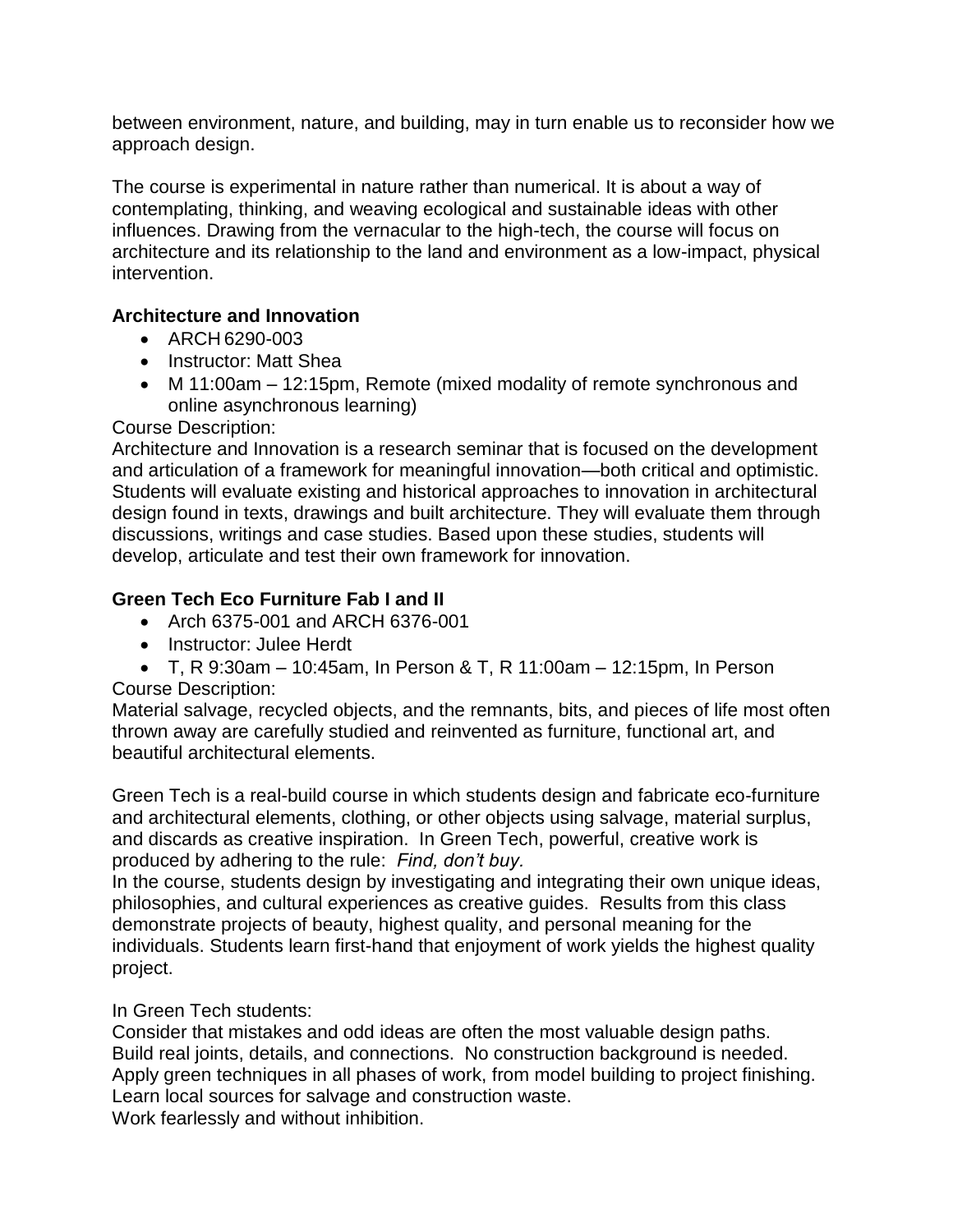between environment, nature, and building, may in turn enable us to reconsider how we approach design.

The course is experimental in nature rather than numerical. It is about a way of contemplating, thinking, and weaving ecological and sustainable ideas with other influences. Drawing from the vernacular to the high-tech, the course will focus on architecture and its relationship to the land and environment as a low-impact, physical intervention.

**Architecture and Innovation**

- ARCH 6290-003
- Instructor: Matt Shea
- M 11:00am – 12:15pm, Remote (mixed modality of remote synchronous and online asynchronous learning)

Course Description:
Architecture and Innovation is a research seminar that is focused on the development and articulation of a framework for meaningful innovation—both critical and optimistic. Students will evaluate existing and historical approaches to innovation in architectural design found in texts, drawings and built architecture. They will evaluate them through discussions, writings and case studies. Based upon these studies, students will develop, articulate and test their own framework for innovation.

**Green Tech Eco Furniture Fab I and II**

- Arch 6375-001 and ARCH 6376-001
- Instructor: Julee Herdt
- T, R 9:30am – 10:45am, In Person & T, R 11:00am – 12:15pm, In Person

Course Description:
Material salvage, recycled objects, and the remnants, bits, and pieces of life most often thrown away are carefully studied and reinvented as furniture, functional art, and beautiful architectural elements.

Green Tech is a real-build course in which students design and fabricate eco-furniture and architectural elements, clothing, or other objects using salvage, material surplus, and discards as creative inspiration. In Green Tech, powerful, creative work is produced by adhering to the rule: *Find, don't buy.*
In the course, students design by investigating and integrating their own unique ideas, philosophies, and cultural experiences as creative guides. Results from this class demonstrate projects of beauty, highest quality, and personal meaning for the individuals. Students learn first-hand that enjoyment of work yields the highest quality project.

In Green Tech students:
Consider that mistakes and odd ideas are often the most valuable design paths.
Build real joints, details, and connections. No construction background is needed.
Apply green techniques in all phases of work, from model building to project finishing.
Learn local sources for salvage and construction waste.
Work fearlessly and without inhibition.